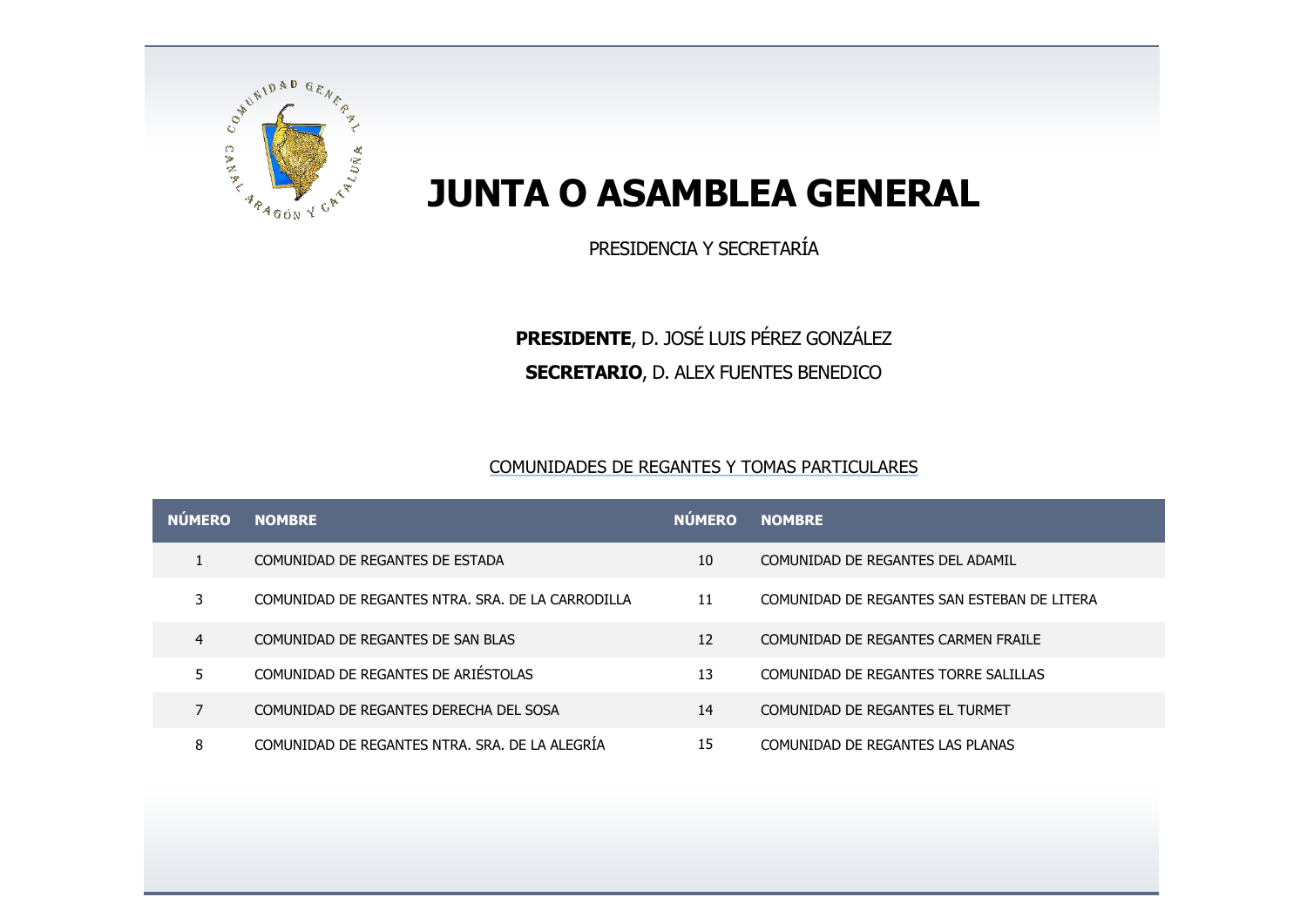# JUNTA O ASAMBLEA GENERAL

PRESIDENCIA Y SECRETARÍA

**PRESIDENTE**, D. JOSÉ LUIS PÉREZ GONZÁLEZ

**SECRETARIO**, D. ALEX FUENTES BENEDICO

COMUNIDADES DE REGANTES Y TOMAS PARTICULARES

| NÚMERO | NOMBRE | NÚMERO | NOMBRE |
|---|---|---|---|
| 1 | COMUNIDAD DE REGANTES DE ESTADA | 10 | COMUNIDAD DE REGANTES DEL ADAMIL |
| 3 | COMUNIDAD DE REGANTES NTRA. SRA. DE LA CARRODILLA | 11 | COMUNIDAD DE REGANTES SAN ESTEBAN DE LITERA |
| 4 | COMUNIDAD DE REGANTES DE SAN BLAS | 12 | COMUNIDAD DE REGANTES CARMEN FRAILE |
| 5 | COMUNIDAD DE REGANTES DE ARIÉSTOLAS | 13 | COMUNIDAD DE REGANTES TORRE SALILLAS |
| 7 | COMUNIDAD DE REGANTES DERECHA DEL SOSA | 14 | COMUNIDAD DE REGANTES EL TURMET |
| 8 | COMUNIDAD DE REGANTES NTRA. SRA. DE LA ALEGRÍA | 15 | COMUNIDAD DE REGANTES LAS PLANAS |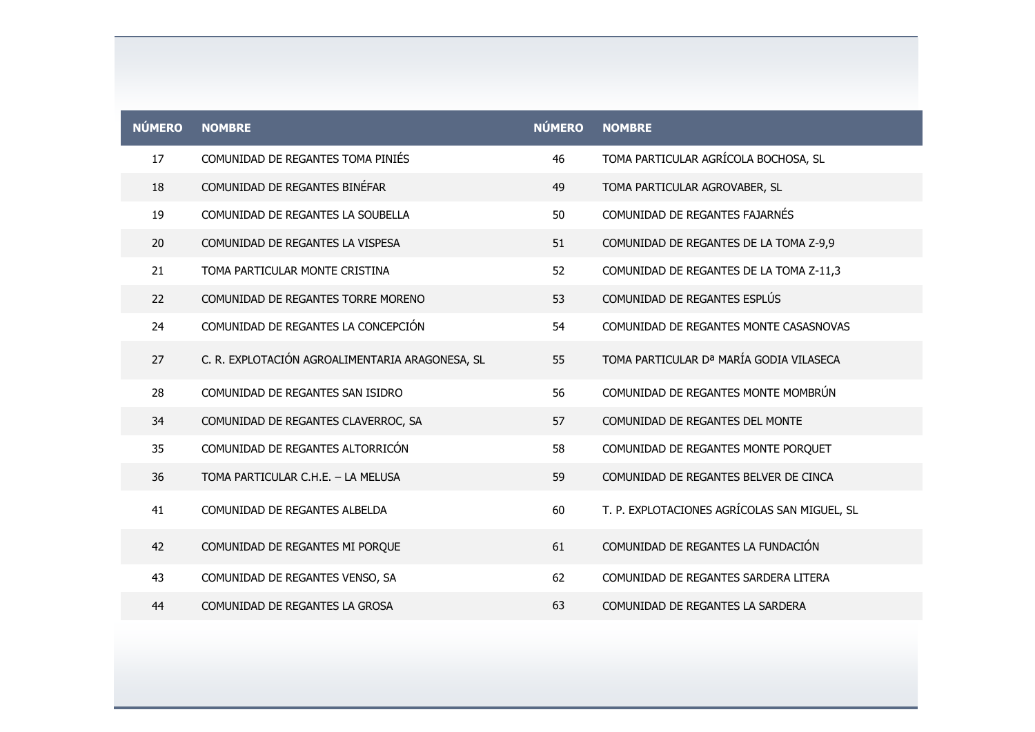| NÚMERO | NOMBRE | NÚMERO | NOMBRE |
|---|---|---|---|
| 17 | COMUNIDAD DE REGANTES TOMA PINIÉS | 46 | TOMA PARTICULAR AGRÍCOLA BOCHOSA, SL |
| 18 | COMUNIDAD DE REGANTES BINÉFAR | 49 | TOMA PARTICULAR AGROVABER, SL |
| 19 | COMUNIDAD DE REGANTES LA SOUBELLA | 50 | COMUNIDAD DE REGANTES FAJARNÉS |
| 20 | COMUNIDAD DE REGANTES LA VISPESA | 51 | COMUNIDAD DE REGANTES DE LA TOMA Z-9,9 |
| 21 | TOMA PARTICULAR MONTE CRISTINA | 52 | COMUNIDAD DE REGANTES DE LA TOMA Z-11,3 |
| 22 | COMUNIDAD DE REGANTES TORRE MORENO | 53 | COMUNIDAD DE REGANTES ESPLÚS |
| 24 | COMUNIDAD DE REGANTES LA CONCEPCIÓN | 54 | COMUNIDAD DE REGANTES MONTE CASASNOVAS |
| 27 | C. R. EXPLOTACIÓN AGROALIMENTARIA ARAGONESA, SL | 55 | TOMA PARTICULAR Dª MARÍA GODIA VILASECA |
| 28 | COMUNIDAD DE REGANTES SAN ISIDRO | 56 | COMUNIDAD DE REGANTES MONTE MOMBRÚN |
| 34 | COMUNIDAD DE REGANTES CLAVERROC, SA | 57 | COMUNIDAD DE REGANTES DEL MONTE |
| 35 | COMUNIDAD DE REGANTES ALTORRICÓN | 58 | COMUNIDAD DE REGANTES MONTE PORQUET |
| 36 | TOMA PARTICULAR C.H.E. – LA MELUSA | 59 | COMUNIDAD DE REGANTES BELVER DE CINCA |
| 41 | COMUNIDAD DE REGANTES ALBELDA | 60 | T. P. EXPLOTACIONES AGRÍCOLAS SAN MIGUEL, SL |
| 42 | COMUNIDAD DE REGANTES MI PORQUE | 61 | COMUNIDAD DE REGANTES LA FUNDACIÓN |
| 43 | COMUNIDAD DE REGANTES VENSO, SA | 62 | COMUNIDAD DE REGANTES SARDERA LITERA |
| 44 | COMUNIDAD DE REGANTES LA GROSA | 63 | COMUNIDAD DE REGANTES LA SARDERA |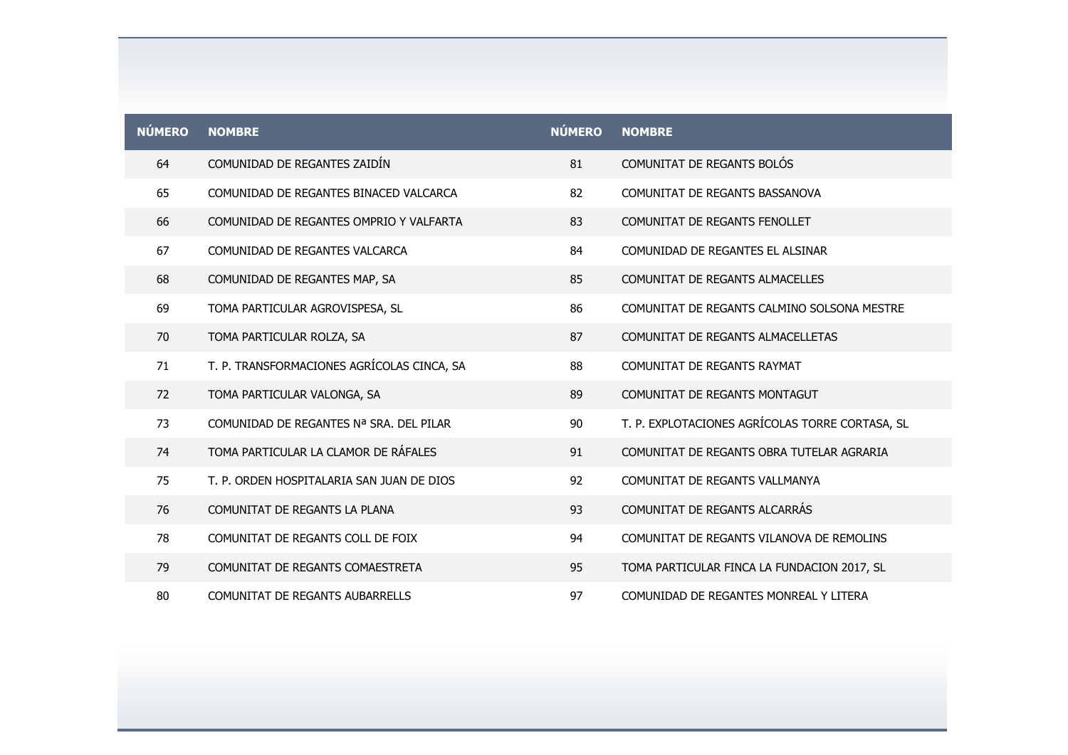| NÚMERO | NOMBRE | NÚMERO | NOMBRE |
|---|---|---|---|
| 64 | COMUNIDAD DE REGANTES ZAIDÍN | 81 | COMUNITAT DE REGANTS BOLÓS |
| 65 | COMUNIDAD DE REGANTES BINACED VALCARCA | 82 | COMUNITAT DE REGANTS BASSANOVA |
| 66 | COMUNIDAD DE REGANTES OMPRIO Y VALFARTA | 83 | COMUNITAT DE REGANTS FENOLLET |
| 67 | COMUNIDAD DE REGANTES VALCARCA | 84 | COMUNIDAD DE REGANTES EL ALSINAR |
| 68 | COMUNIDAD DE REGANTES MAP, SA | 85 | COMUNITAT DE REGANTS ALMACELLES |
| 69 | TOMA PARTICULAR AGROVISPESA, SL | 86 | COMUNITAT DE REGANTS CALMINO SOLSONA MESTRE |
| 70 | TOMA PARTICULAR ROLZA, SA | 87 | COMUNITAT DE REGANTS ALMACELLETAS |
| 71 | T. P. TRANSFORMACIONES AGRÍCOLAS CINCA, SA | 88 | COMUNITAT DE REGANTS RAYMAT |
| 72 | TOMA PARTICULAR VALONGA, SA | 89 | COMUNITAT DE REGANTS MONTAGUT |
| 73 | COMUNIDAD DE REGANTES Nª SRA. DEL PILAR | 90 | T. P. EXPLOTACIONES AGRÍCOLAS TORRE CORTASA, SL |
| 74 | TOMA PARTICULAR LA CLAMOR DE RÁFALES | 91 | COMUNITAT DE REGANTS OBRA TUTELAR AGRARIA |
| 75 | T. P. ORDEN HOSPITALARIA SAN JUAN DE DIOS | 92 | COMUNITAT DE REGANTS VALLMANYA |
| 76 | COMUNITAT DE REGANTS LA PLANA | 93 | COMUNITAT DE REGANTS ALCARRÁS |
| 78 | COMUNITAT DE REGANTS COLL DE FOIX | 94 | COMUNITAT DE REGANTS VILANOVA DE REMOLINS |
| 79 | COMUNITAT DE REGANTS COMAESTRETA | 95 | TOMA PARTICULAR FINCA LA FUNDACION 2017, SL |
| 80 | COMUNITAT DE REGANTS AUBARRELLS | 97 | COMUNIDAD DE REGANTES MONREAL Y LITERA |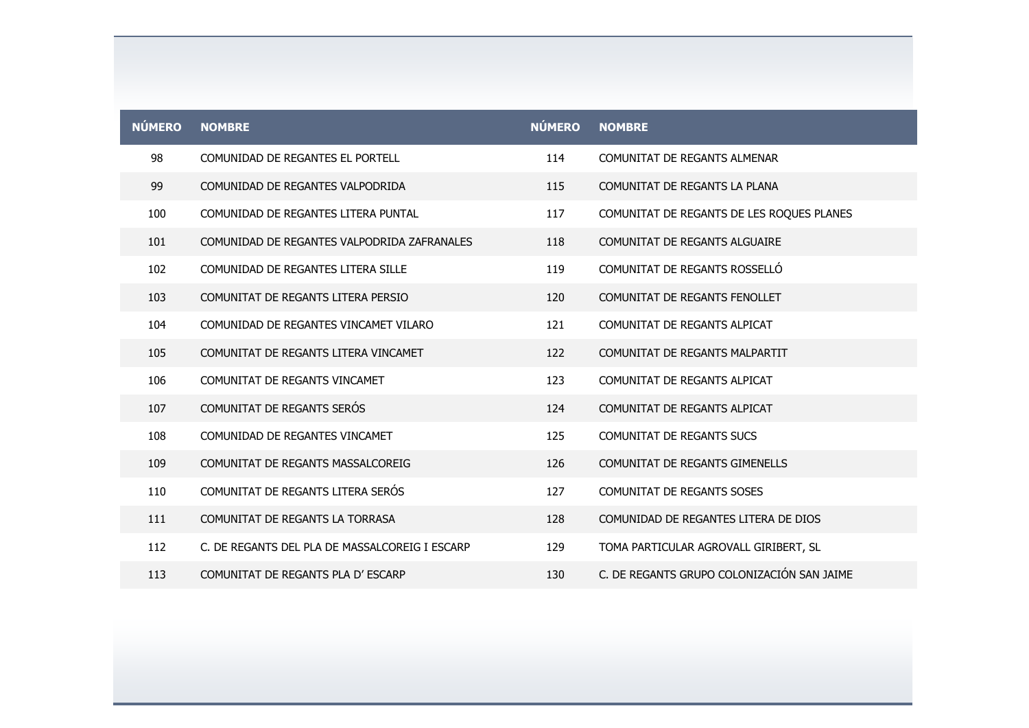| NÚMERO | NOMBRE | NÚMERO | NOMBRE |
|---|---|---|---|
| 98 | COMUNIDAD DE REGANTES EL PORTELL | 114 | COMUNITAT DE REGANTS ALMENAR |
| 99 | COMUNIDAD DE REGANTES VALPODRIDA | 115 | COMUNITAT DE REGANTS LA PLANA |
| 100 | COMUNIDAD DE REGANTES LITERA PUNTAL | 117 | COMUNITAT DE REGANTS DE LES ROQUES PLANES |
| 101 | COMUNIDAD DE REGANTES VALPODRIDA ZAFRANALES | 118 | COMUNITAT DE REGANTS ALGUAIRE |
| 102 | COMUNIDAD DE REGANTES LITERA SILLE | 119 | COMUNITAT DE REGANTS ROSSELLÓ |
| 103 | COMUNITAT DE REGANTS LITERA PERSIO | 120 | COMUNITAT DE REGANTS FENOLLET |
| 104 | COMUNIDAD DE REGANTES VINCAMET VILARO | 121 | COMUNITAT DE REGANTS ALPICAT |
| 105 | COMUNITAT DE REGANTS LITERA VINCAMET | 122 | COMUNITAT DE REGANTS MALPARTIT |
| 106 | COMUNITAT DE REGANTS VINCAMET | 123 | COMUNITAT DE REGANTS ALPICAT |
| 107 | COMUNITAT DE REGANTS SERÓS | 124 | COMUNITAT DE REGANTS ALPICAT |
| 108 | COMUNIDAD DE REGANTES VINCAMET | 125 | COMUNITAT DE REGANTS SUCS |
| 109 | COMUNITAT DE REGANTS MASSALCOREIG | 126 | COMUNITAT DE REGANTS GIMENELLS |
| 110 | COMUNITAT DE REGANTS LITERA SERÓS | 127 | COMUNITAT DE REGANTS SOSES |
| 111 | COMUNITAT DE REGANTS LA TORRASA | 128 | COMUNIDAD DE REGANTES LITERA DE DIOS |
| 112 | C. DE REGANTS DEL PLA DE MASSALCOREIG I ESCARP | 129 | TOMA PARTICULAR AGROVALL GIRIBERT, SL |
| 113 | COMUNITAT DE REGANTS PLA D' ESCARP | 130 | C. DE REGANTS GRUPO COLONIZACIÓN SAN JAIME |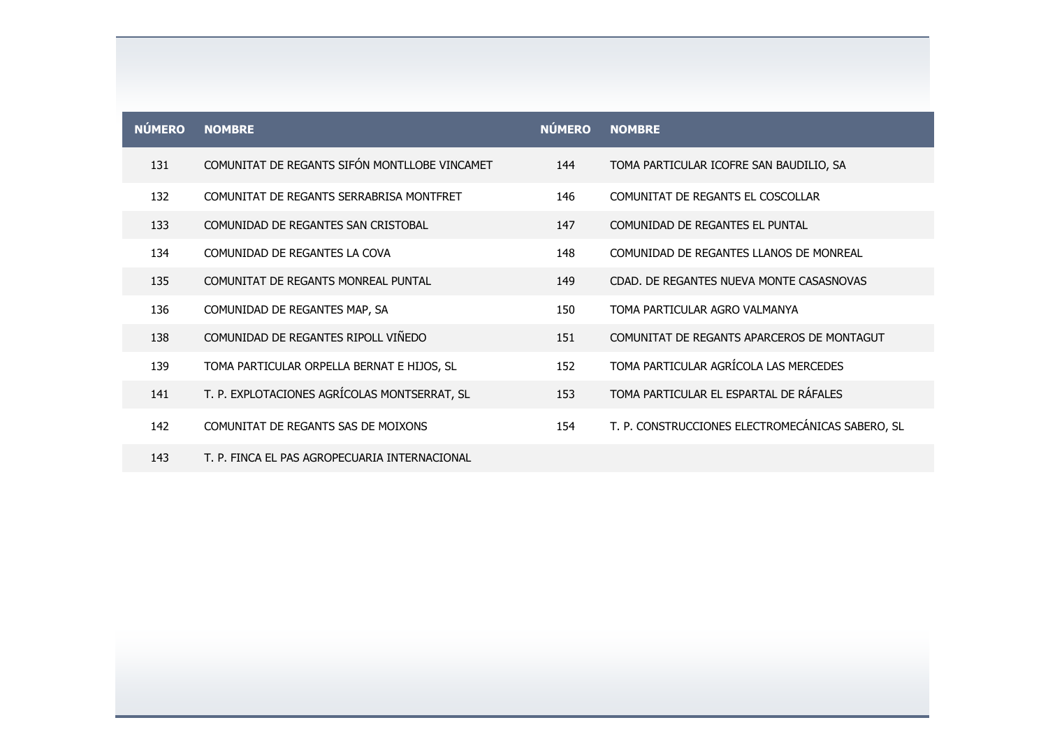| NÚMERO | NOMBRE | NÚMERO | NOMBRE |
|---|---|---|---|
| 131 | COMUNITAT DE REGANTS SIFÓN MONTLLOBE VINCAMET | 144 | TOMA PARTICULAR ICOFRE SAN BAUDILIO, SA |
| 132 | COMUNITAT DE REGANTS SERRABRISA MONTFRET | 146 | COMUNITAT DE REGANTS EL COSCOLLAR |
| 133 | COMUNIDAD DE REGANTES SAN CRISTOBAL | 147 | COMUNIDAD DE REGANTES EL PUNTAL |
| 134 | COMUNIDAD DE REGANTES LA COVA | 148 | COMUNIDAD DE REGANTES LLANOS DE MONREAL |
| 135 | COMUNITAT DE REGANTS MONREAL PUNTAL | 149 | CDAD. DE REGANTES NUEVA MONTE CASASNOVAS |
| 136 | COMUNIDAD DE REGANTES MAP, SA | 150 | TOMA PARTICULAR AGRO VALMANYA |
| 138 | COMUNIDAD DE REGANTES RIPOLL VIÑEDO | 151 | COMUNITAT DE REGANTS APARCEROS DE MONTAGUT |
| 139 | TOMA PARTICULAR ORPELLA BERNAT E HIJOS, SL | 152 | TOMA PARTICULAR AGRÍCOLA LAS MERCEDES |
| 141 | T. P. EXPLOTACIONES AGRÍCOLAS MONTSERRAT, SL | 153 | TOMA PARTICULAR EL ESPARTAL DE RÁFALES |
| 142 | COMUNITAT DE REGANTS SAS DE MOIXONS | 154 | T. P. CONSTRUCCIONES ELECTROMECÁNICAS SABERO, SL |
| 143 | T. P. FINCA EL PAS AGROPECUARIA INTERNACIONAL | | |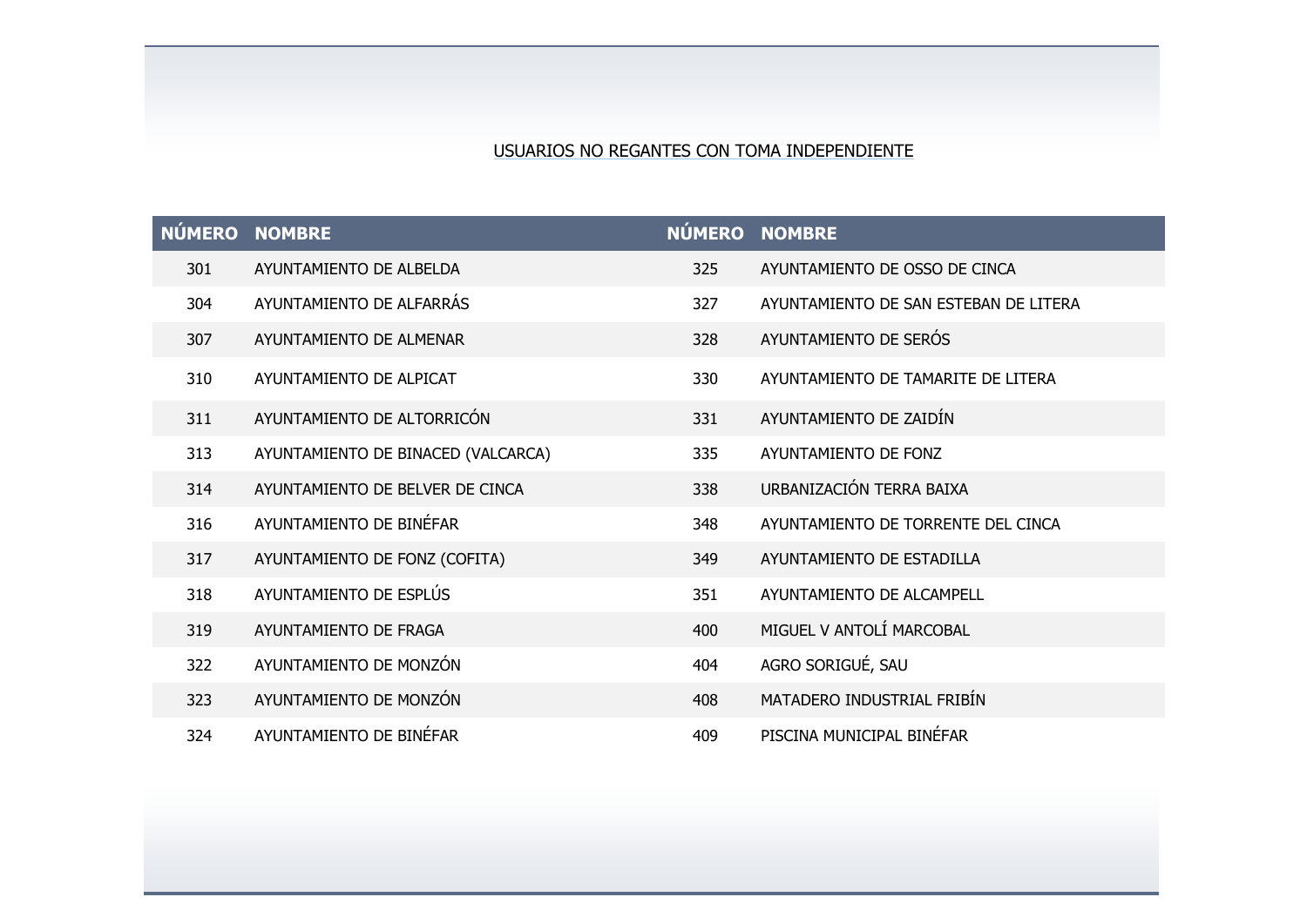USUARIOS NO REGANTES CON TOMA INDEPENDIENTE

| NÚMERO | NOMBRE | NÚMERO | NOMBRE |
|---|---|---|---|
| 301 | AYUNTAMIENTO DE ALBELDA | 325 | AYUNTAMIENTO DE OSSO DE CINCA |
| 304 | AYUNTAMIENTO DE ALFARRÁS | 327 | AYUNTAMIENTO DE SAN ESTEBAN DE LITERA |
| 307 | AYUNTAMIENTO DE ALMENAR | 328 | AYUNTAMIENTO DE SERÓS |
| 310 | AYUNTAMIENTO DE ALPICAT | 330 | AYUNTAMIENTO DE TAMARITE DE LITERA |
| 311 | AYUNTAMIENTO DE ALTORRICÓN | 331 | AYUNTAMIENTO DE ZAIDÍN |
| 313 | AYUNTAMIENTO DE BINACED (VALCARCA) | 335 | AYUNTAMIENTO DE FONZ |
| 314 | AYUNTAMIENTO DE BELVER DE CINCA | 338 | URBANIZACIÓN TERRA BAIXA |
| 316 | AYUNTAMIENTO DE BINÉFAR | 348 | AYUNTAMIENTO DE TORRENTE DEL CINCA |
| 317 | AYUNTAMIENTO DE FONZ (COFITA) | 349 | AYUNTAMIENTO DE ESTADILLA |
| 318 | AYUNTAMIENTO DE ESPLÚS | 351 | AYUNTAMIENTO DE ALCAMPELL |
| 319 | AYUNTAMIENTO DE FRAGA | 400 | MIGUEL V ANTOLÍ MARCOBAL |
| 322 | AYUNTAMIENTO DE MONZÓN | 404 | AGRO SORIGUÉ, SAU |
| 323 | AYUNTAMIENTO DE MONZÓN | 408 | MATADERO INDUSTRIAL FRIBÍN |
| 324 | AYUNTAMIENTO DE BINÉFAR | 409 | PISCINA MUNICIPAL BINÉFAR |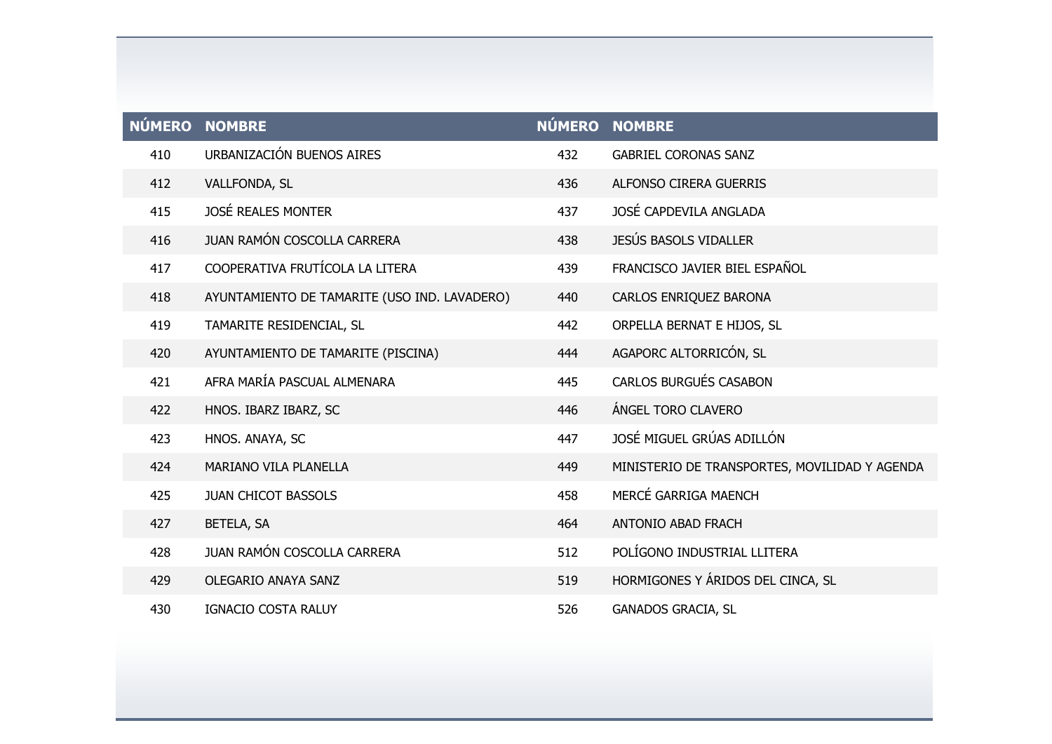| NÚMERO | NOMBRE | NÚMERO | NOMBRE |
|---|---|---|---|
| 410 | URBANIZACIÓN BUENOS AIRES | 432 | GABRIEL CORONAS SANZ |
| 412 | VALLFONDA, SL | 436 | ALFONSO CIRERA GUERRIS |
| 415 | JOSÉ REALES MONTER | 437 | JOSÉ CAPDEVILA ANGLADA |
| 416 | JUAN RAMÓN COSCOLLA CARRERA | 438 | JESÚS BASOLS VIDALLER |
| 417 | COOPERATIVA FRUTÍCOLA LA LITERA | 439 | FRANCISCO JAVIER BIEL ESPAÑOL |
| 418 | AYUNTAMIENTO DE TAMARITE (USO IND. LAVADERO) | 440 | CARLOS ENRIQUEZ BARONA |
| 419 | TAMARITE RESIDENCIAL, SL | 442 | ORPELLA BERNAT E HIJOS, SL |
| 420 | AYUNTAMIENTO DE TAMARITE (PISCINA) | 444 | AGAPORC ALTORRICÓN, SL |
| 421 | AFRA MARÍA PASCUAL ALMENARA | 445 | CARLOS BURGUÉS CASABON |
| 422 | HNOS. IBARZ IBARZ, SC | 446 | ÁNGEL TORO CLAVERO |
| 423 | HNOS. ANAYA, SC | 447 | JOSÉ MIGUEL GRÚAS ADILLÓN |
| 424 | MARIANO VILA PLANELLA | 449 | MINISTERIO DE TRANSPORTES, MOVILIDAD Y AGENDA |
| 425 | JUAN CHICOT BASSOLS | 458 | MERCÉ GARRIGA MAENCH |
| 427 | BETELA, SA | 464 | ANTONIO ABAD FRACH |
| 428 | JUAN RAMÓN COSCOLLA CARRERA | 512 | POLÍGONO INDUSTRIAL LLITERA |
| 429 | OLEGARIO ANAYA SANZ | 519 | HORMIGONES Y ÁRIDOS DEL CINCA, SL |
| 430 | IGNACIO COSTA RALUY | 526 | GANADOS GRACIA, SL |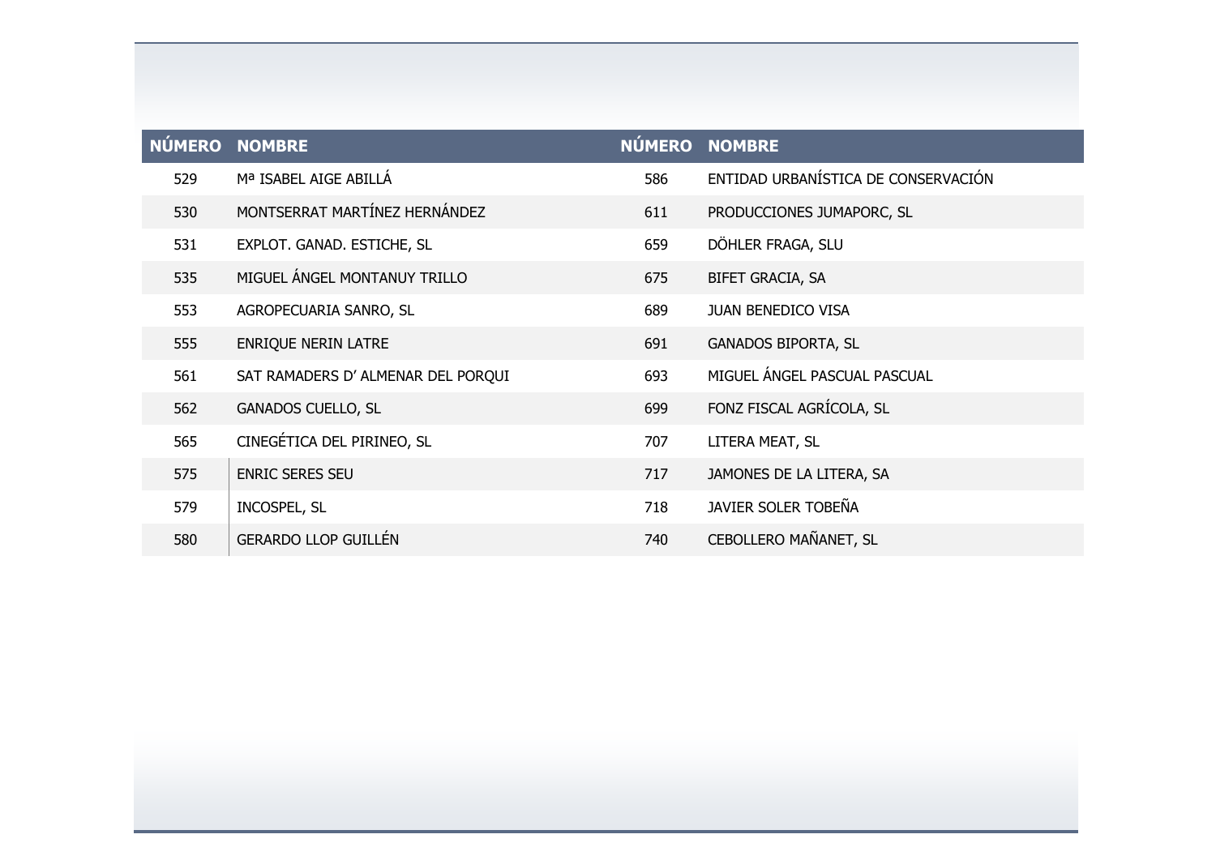| NÚMERO | NOMBRE | NÚMERO | NOMBRE |
|---|---|---|---|
| 529 | Mª ISABEL AIGE ABILLÁ | 586 | ENTIDAD URBANÍSTICA DE CONSERVACIÓN |
| 530 | MONTSERRAT MARTÍNEZ HERNÁNDEZ | 611 | PRODUCCIONES JUMAPORC, SL |
| 531 | EXPLOT. GANAD. ESTICHE, SL | 659 | DÖHLER FRAGA, SLU |
| 535 | MIGUEL ÁNGEL MONTANUY TRILLO | 675 | BIFET GRACIA, SA |
| 553 | AGROPECUARIA SANRO, SL | 689 | JUAN BENEDICO VISA |
| 555 | ENRIQUE NERIN LATRE | 691 | GANADOS BIPORTA, SL |
| 561 | SAT RAMADERS D' ALMENAR DEL PORQUI | 693 | MIGUEL ÁNGEL PASCUAL PASCUAL |
| 562 | GANADOS CUELLO, SL | 699 | FONZ FISCAL AGRÍCOLA, SL |
| 565 | CINEGÉTICA DEL PIRINEO, SL | 707 | LITERA MEAT, SL |
| 575 | ENRIC SERES SEU | 717 | JAMONES DE LA LITERA, SA |
| 579 | INCOSPEL, SL | 718 | JAVIER SOLER TOBEÑA |
| 580 | GERARDO LLOP GUILLÉN | 740 | CEBOLLERO MAÑANET, SL |